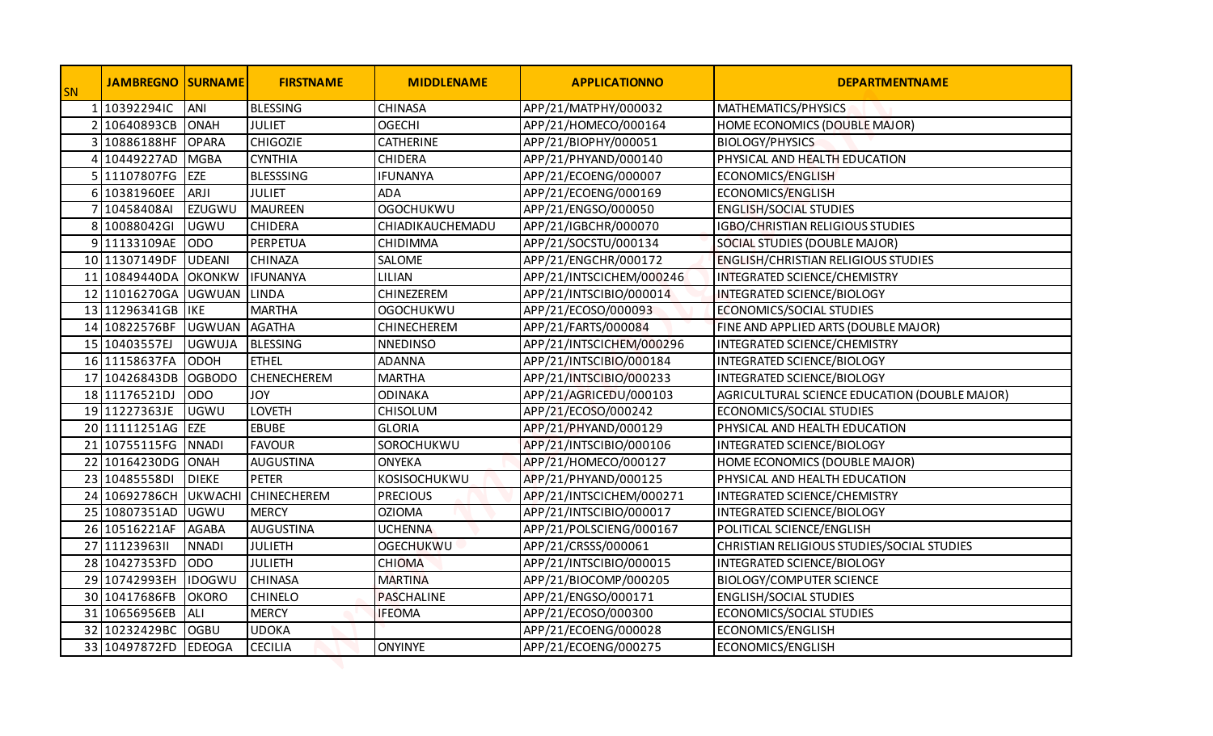| SN | JAMBREGNO | SURNAME | FIRSTNAME | MIDDLENAME | APPLICATIONNO | DEPARTMENTNAME |
|---|---|---|---|---|---|---|
| 1 | 10392294IC | ANI | BLESSING | CHINASA | APP/21/MATPHY/000032 | MATHEMATICS/PHYSICS |
| 2 | 10640893CB | ONAH | JULIET | OGECHI | APP/21/HOMECO/000164 | HOME ECONOMICS (DOUBLE MAJOR) |
| 3 | 10886188HF | OPARA | CHIGOZIE | CATHERINE | APP/21/BIOPHY/000051 | BIOLOGY/PHYSICS |
| 4 | 10449227AD | MGBA | CYNTHIA | CHIDERA | APP/21/PHYAND/000140 | PHYSICAL AND HEALTH EDUCATION |
| 5 | 11107807FG | EZE | BLESSSING | IFUNANYA | APP/21/ECOENG/000007 | ECONOMICS/ENGLISH |
| 6 | 10381960EE | ARJI | JULIET | ADA | APP/21/ECOENG/000169 | ECONOMICS/ENGLISH |
| 7 | 10458408AI | EZUGWU | MAUREEN | OGOCHUKWU | APP/21/ENGSO/000050 | ENGLISH/SOCIAL STUDIES |
| 8 | 10088042GI | UGWU | CHIDERA | CHIADIKAUCHEMADU | APP/21/IGBCHR/000070 | IGBO/CHRISTIAN RELIGIOUS STUDIES |
| 9 | 11133109AE | ODO | PERPETUA | CHIDIMMA | APP/21/SOCSTU/000134 | SOCIAL STUDIES (DOUBLE MAJOR) |
| 10 | 11307149DF | UDEANI | CHINAZA | SALOME | APP/21/ENGCHR/000172 | ENGLISH/CHRISTIAN RELIGIOUS STUDIES |
| 11 | 10849440DA | OKONKW | IFUNANYA | LILIAN | APP/21/INTSCICHEM/000246 | INTEGRATED SCIENCE/CHEMISTRY |
| 12 | 11016270GA | UGWUAN | LINDA | CHINEZEREM | APP/21/INTSCIBIO/000014 | INTEGRATED SCIENCE/BIOLOGY |
| 13 | 11296341GB | IKE | MARTHA | OGOCHUKWU | APP/21/ECOSO/000093 | ECONOMICS/SOCIAL STUDIES |
| 14 | 10822576BF | UGWUAN | AGATHA | CHINECHEREM | APP/21/FARTS/000084 | FINE AND APPLIED ARTS (DOUBLE MAJOR) |
| 15 | 10403557EJ | UGWUJA | BLESSING | NNEDINSO | APP/21/INTSCICHEM/000296 | INTEGRATED SCIENCE/CHEMISTRY |
| 16 | 11158637FA | ODOH | ETHEL | ADANNA | APP/21/INTSCIBIO/000184 | INTEGRATED SCIENCE/BIOLOGY |
| 17 | 10426843DB | OGBODO | CHENECHEREM | MARTHA | APP/21/INTSCIBIO/000233 | INTEGRATED SCIENCE/BIOLOGY |
| 18 | 11176521DJ | ODO | JOY | ODINAKA | APP/21/AGRICEDU/000103 | AGRICULTURAL SCIENCE EDUCATION (DOUBLE MAJOR) |
| 19 | 11227363JE | UGWU | LOVETH | CHISOLUM | APP/21/ECOSO/000242 | ECONOMICS/SOCIAL STUDIES |
| 20 | 11111251AG | EZE | EBUBE | GLORIA | APP/21/PHYAND/000129 | PHYSICAL AND HEALTH EDUCATION |
| 21 | 10755115FG | NNADI | FAVOUR | SOROCHUKWU | APP/21/INTSCIBIO/000106 | INTEGRATED SCIENCE/BIOLOGY |
| 22 | 10164230DG | ONAH | AUGUSTINA | ONYEKA | APP/21/HOMECO/000127 | HOME ECONOMICS (DOUBLE MAJOR) |
| 23 | 10485558DI | DIEKE | PETER | KOSISOCHUKWU | APP/21/PHYAND/000125 | PHYSICAL AND HEALTH EDUCATION |
| 24 | 10692786CH | UKWACHI | CHINECHEREM | PRECIOUS | APP/21/INTSCICHEM/000271 | INTEGRATED SCIENCE/CHEMISTRY |
| 25 | 10807351AD | UGWU | MERCY | OZIOMA | APP/21/INTSCIBIO/000017 | INTEGRATED SCIENCE/BIOLOGY |
| 26 | 10516221AF | AGABA | AUGUSTINA | UCHENNA | APP/21/POLSCIENG/000167 | POLITICAL SCIENCE/ENGLISH |
| 27 | 11123963II | NNADI | JULIETH | OGECHUKWU | APP/21/CRSSS/000061 | CHRISTIAN RELIGIOUS STUDIES/SOCIAL STUDIES |
| 28 | 10427353FD | ODO | JULIETH | CHIOMA | APP/21/INTSCIBIO/000015 | INTEGRATED SCIENCE/BIOLOGY |
| 29 | 10742993EH | IDOGWU | CHINASA | MARTINA | APP/21/BIOCOMP/000205 | BIOLOGY/COMPUTER SCIENCE |
| 30 | 10417686FB | OKORO | CHINELO | PASCHALINE | APP/21/ENGSO/000171 | ENGLISH/SOCIAL STUDIES |
| 31 | 10656956EB | ALI | MERCY | IFEOMA | APP/21/ECOSO/000300 | ECONOMICS/SOCIAL STUDIES |
| 32 | 10232429BC | OGBU | UDOKA | | APP/21/ECOENG/000028 | ECONOMICS/ENGLISH |
| 33 | 10497872FD | EDEOGA | CECILIA | ONYINYE | APP/21/ECOENG/000275 | ECONOMICS/ENGLISH |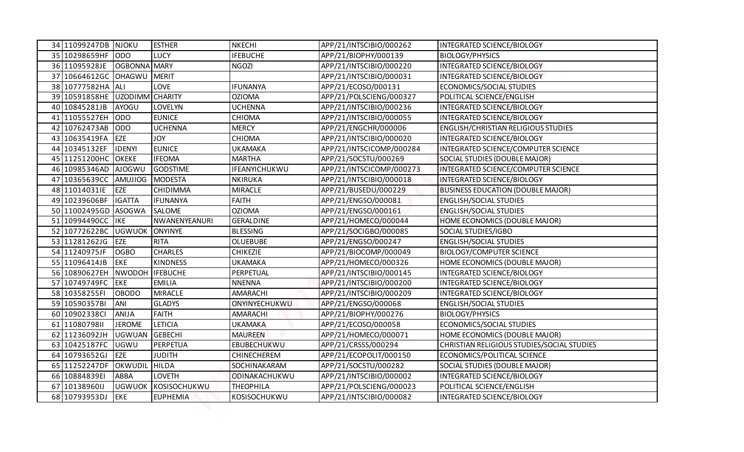| 34 | 11099247DB | NJOKU | ESTHER | NKECHI | APP/21/INTSCIBIO/000262 | INTEGRATED SCIENCE/BIOLOGY |
|---|---|---|---|---|---|---|
| 35 | 10298659HF | ODO | LUCY | IFEBUCHE | APP/21/BIOPHY/000139 | BIOLOGY/PHYSICS |
| 36 | 11095928JE | OGBONNA | MARY | NGOZI | APP/21/INTSCIBIO/000220 | INTEGRATED SCIENCE/BIOLOGY |
| 37 | 10664612GC | OHAGWU | MERIT | | APP/21/INTSCIBIO/000031 | INTEGRATED SCIENCE/BIOLOGY |
| 38 | 10777582HA | ALI | LOVE | IFUNANYA | APP/21/ECOSO/000131 | ECONOMICS/SOCIAL STUDIES |
| 39 | 10591858HE | UZODIMM | CHARITY | OZIOMA | APP/21/POLSCIENG/000327 | POLITICAL SCIENCE/ENGLISH |
| 40 | 10845281JB | AYOGU | LOVELYN | UCHENNA | APP/21/INTSCIBIO/000236 | INTEGRATED SCIENCE/BIOLOGY |
| 41 | 11055527EH | ODO | EUNICE | CHIOMA | APP/21/INTSCIBIO/000055 | INTEGRATED SCIENCE/BIOLOGY |
| 42 | 10762473AB | ODO | UCHENNA | MERCY | APP/21/ENGCHR/000006 | ENGLISH/CHRISTIAN RELIGIOUS STUDIES |
| 43 | 10635419FA | EZE | JOY | CHIOMA | APP/21/INTSCIBIO/000020 | INTEGRATED SCIENCE/BIOLOGY |
| 44 | 10345132EF | IDENYI | EUNICE | UKAMAKA | APP/21/INTSCICOMP/000284 | INTEGRATED SCIENCE/COMPUTER SCIENCE |
| 45 | 11251200HC | OKEKE | IFEOMA | MARTHA | APP/21/SOCSTU/000269 | SOCIAL STUDIES (DOUBLE MAJOR) |
| 46 | 10985346AD | AJOGWU | GODSTIME | IFEANYICHUKWU | APP/21/INTSCICOMP/000273 | INTEGRATED SCIENCE/COMPUTER SCIENCE |
| 47 | 10365639CC | AMUJIOG | MODESTA | NKIRUKA | APP/21/INTSCIBIO/000018 | INTEGRATED SCIENCE/BIOLOGY |
| 48 | 11014031IE | EZE | CHIDIMMA | MIRACLE | APP/21/BUSEDU/000229 | BUSINESS EDUCATION (DOUBLE MAJOR) |
| 49 | 10239606BF | IGATTA | IFUNANYA | FAITH | APP/21/ENGSO/000081 | ENGLISH/SOCIAL STUDIES |
| 50 | 11002495GD | ASOGWA | SALOME | OZIOMA | APP/21/ENGSO/000161 | ENGLISH/SOCIAL STUDIES |
| 51 | 10994490CC | IKE | NWANENYEANURI | GERALDINE | APP/21/HOMECO/000044 | HOME ECONOMICS (DOUBLE MAJOR) |
| 52 | 10772622BC | UGWUOK | ONYINYE | BLESSING | APP/21/SOCIGBO/000085 | SOCIAL STUDIES/IGBO |
| 53 | 11281262JG | EZE | RITA | OLUEBUBE | APP/21/ENGSO/000247 | ENGLISH/SOCIAL STUDIES |
| 54 | 11240975JF | OGBO | CHARLES | CHIKEZIE | APP/21/BIOCOMP/000049 | BIOLOGY/COMPUTER SCIENCE |
| 55 | 11096414JB | EKE | KINDNESS | UKAMAKA | APP/21/HOMECO/000326 | HOME ECONOMICS (DOUBLE MAJOR) |
| 56 | 10890627EH | NWODOH | IFEBUCHE | PERPETUAL | APP/21/INTSCIBIO/000145 | INTEGRATED SCIENCE/BIOLOGY |
| 57 | 10749749FC | EKE | EMILIA | NNENNA | APP/21/INTSCIBIO/000200 | INTEGRATED SCIENCE/BIOLOGY |
| 58 | 10358255FI | OBODO | MIRACLE | AMARACHI | APP/21/INTSCIBIO/000209 | INTEGRATED SCIENCE/BIOLOGY |
| 59 | 10590357BI | ANI | GLADYS | ONYINYECHUKWU | APP/21/ENGSO/000068 | ENGLISH/SOCIAL STUDIES |
| 60 | 10902338CI | ANIJA | FAITH | AMARACHI | APP/21/BIOPHY/000276 | BIOLOGY/PHYSICS |
| 61 | 11080798II | JEROME | LETICIA | UKAMAKA | APP/21/ECOSO/000058 | ECONOMICS/SOCIAL STUDIES |
| 62 | 11236092JH | UGWUAN | GEBECHI | MAUREEN | APP/21/HOMECO/000071 | HOME ECONOMICS (DOUBLE MAJOR) |
| 63 | 10425187FC | UGWU | PERPETUA | EBUBECHUKWU | APP/21/CRSSS/000294 | CHRISTIAN RELIGIOUS STUDIES/SOCIAL STUDIES |
| 64 | 10793652GJ | EZE | JUDITH | CHINECHEREM | APP/21/ECOPOLIT/000150 | ECONOMICS/POLITICAL SCIENCE |
| 65 | 11252247DF | OKWUDIL | HILDA | SOCHINAKARAM | APP/21/SOCSTU/000282 | SOCIAL STUDIES (DOUBLE MAJOR) |
| 66 | 10884839EI | ABBA | LOVETH | ODINAKACHUKWU | APP/21/INTSCIBIO/000002 | INTEGRATED SCIENCE/BIOLOGY |
| 67 | 10138960IJ | UGWUOK | KOSISOCHUKWU | THEOPHILA | APP/21/POLSCIENG/000023 | POLITICAL SCIENCE/ENGLISH |
| 68 | 10793953DJ | EKE | EUPHEMIA | KOSISOCHUKWU | APP/21/INTSCIBIO/000082 | INTEGRATED SCIENCE/BIOLOGY |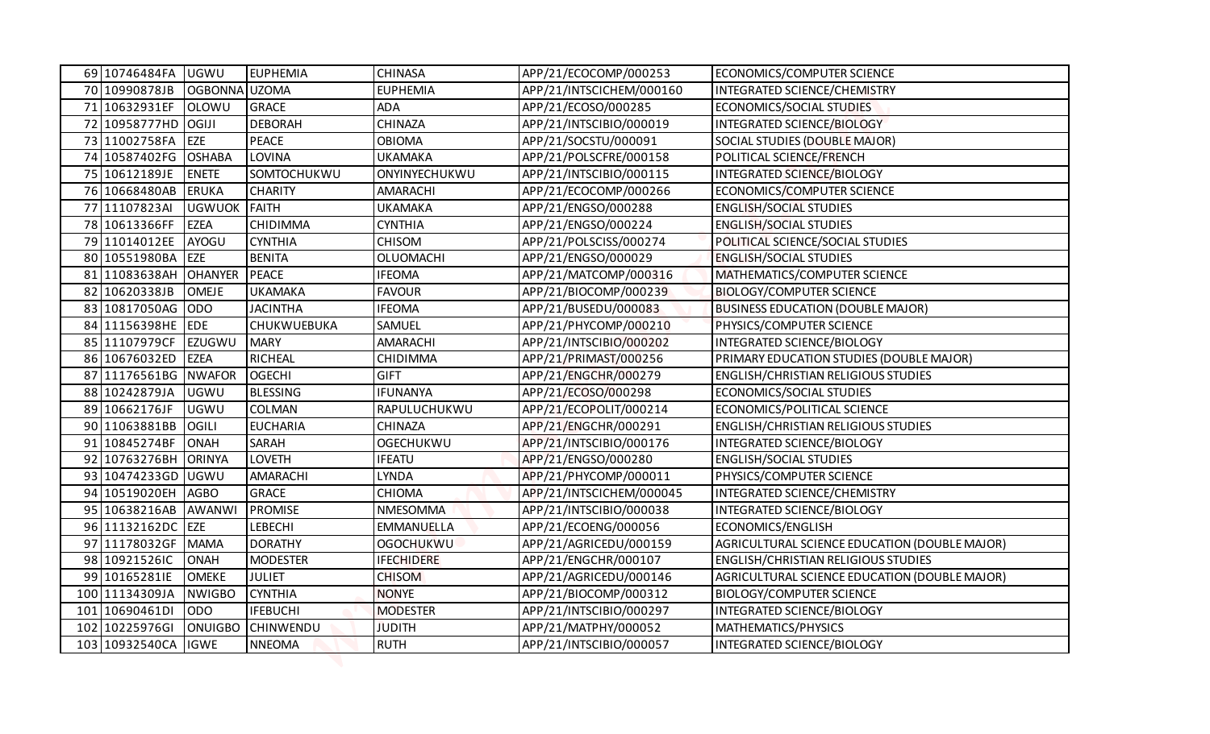| | | | | | | |
|---|---|---|---|---|---|---|
| 69 | 10746484FA | UGWU | EUPHEMIA | CHINASA | APP/21/ECOCOMP/000253 | ECONOMICS/COMPUTER SCIENCE |
| 70 | 10990878JB | OGBONNA | UZOMA | EUPHEMIA | APP/21/INTSCICHEM/000160 | INTEGRATED SCIENCE/CHEMISTRY |
| 71 | 10632931EF | OLOWU | GRACE | ADA | APP/21/ECOSO/000285 | ECONOMICS/SOCIAL STUDIES |
| 72 | 10958777HD | OGIJI | DEBORAH | CHINAZA | APP/21/INTSCIBIO/000019 | INTEGRATED SCIENCE/BIOLOGY |
| 73 | 11002758FA | EZE | PEACE | OBIOMA | APP/21/SOCSTU/000091 | SOCIAL STUDIES (DOUBLE MAJOR) |
| 74 | 10587402FG | OSHABA | LOVINA | UKAMAKA | APP/21/POLSCFRE/000158 | POLITICAL SCIENCE/FRENCH |
| 75 | 10612189JE | ENETE | SOMTOCHUKWU | ONYINYECHUKWU | APP/21/INTSCIBIO/000115 | INTEGRATED SCIENCE/BIOLOGY |
| 76 | 10668480AB | ERUKA | CHARITY | AMARACHI | APP/21/ECOCOMP/000266 | ECONOMICS/COMPUTER SCIENCE |
| 77 | 11107823AI | UGWUOK | FAITH | UKAMAKA | APP/21/ENGSO/000288 | ENGLISH/SOCIAL STUDIES |
| 78 | 10613366FF | EZEA | CHIDIMMA | CYNTHIA | APP/21/ENGSO/000224 | ENGLISH/SOCIAL STUDIES |
| 79 | 11014012EE | AYOGU | CYNTHIA | CHISOM | APP/21/POLSCISS/000274 | POLITICAL SCIENCE/SOCIAL STUDIES |
| 80 | 10551980BA | EZE | BENITA | OLUOMACHI | APP/21/ENGSO/000029 | ENGLISH/SOCIAL STUDIES |
| 81 | 11083638AH | OHANYER | PEACE | IFEOMA | APP/21/MATCOMP/000316 | MATHEMATICS/COMPUTER SCIENCE |
| 82 | 10620338JB | OMEJE | UKAMAKA | FAVOUR | APP/21/BIOCOMP/000239 | BIOLOGY/COMPUTER SCIENCE |
| 83 | 10817050AG | ODO | JACINTHA | IFEOMA | APP/21/BUSEDU/000083 | BUSINESS EDUCATION (DOUBLE MAJOR) |
| 84 | 11156398HE | EDE | CHUKWUEBUKA | SAMUEL | APP/21/PHYCOMP/000210 | PHYSICS/COMPUTER SCIENCE |
| 85 | 11107979CF | EZUGWU | MARY | AMARACHI | APP/21/INTSCIBIO/000202 | INTEGRATED SCIENCE/BIOLOGY |
| 86 | 10676032ED | EZEA | RICHEAL | CHIDIMMA | APP/21/PRIMAST/000256 | PRIMARY EDUCATION STUDIES (DOUBLE MAJOR) |
| 87 | 11176561BG | NWAFOR | OGECHI | GIFT | APP/21/ENGCHR/000279 | ENGLISH/CHRISTIAN RELIGIOUS STUDIES |
| 88 | 10242879JA | UGWU | BLESSING | IFUNANYA | APP/21/ECOSO/000298 | ECONOMICS/SOCIAL STUDIES |
| 89 | 10662176JF | UGWU | COLMAN | RAPULUCHUKWU | APP/21/ECOPOLIT/000214 | ECONOMICS/POLITICAL SCIENCE |
| 90 | 11063881BB | OGILI | EUCHARIA | CHINAZA | APP/21/ENGCHR/000291 | ENGLISH/CHRISTIAN RELIGIOUS STUDIES |
| 91 | 10845274BF | ONAH | SARAH | OGECHUKWU | APP/21/INTSCIBIO/000176 | INTEGRATED SCIENCE/BIOLOGY |
| 92 | 10763276BH | ORINYA | LOVETH | IFEATU | APP/21/ENGSO/000280 | ENGLISH/SOCIAL STUDIES |
| 93 | 10474233GD | UGWU | AMARACHI | LYNDA | APP/21/PHYCOMP/000011 | PHYSICS/COMPUTER SCIENCE |
| 94 | 10519020EH | AGBO | GRACE | CHIOMA | APP/21/INTSCICHEM/000045 | INTEGRATED SCIENCE/CHEMISTRY |
| 95 | 10638216AB | AWANWI | PROMISE | NMESOMMA | APP/21/INTSCIBIO/000038 | INTEGRATED SCIENCE/BIOLOGY |
| 96 | 11132162DC | EZE | LEBECHI | EMMANUELLA | APP/21/ECOENG/000056 | ECONOMICS/ENGLISH |
| 97 | 11178032GF | MAMA | DORATHY | OGOCHUKWU | APP/21/AGRICEDU/000159 | AGRICULTURAL SCIENCE EDUCATION (DOUBLE MAJOR) |
| 98 | 10921526IC | ONAH | MODESTER | IFECHIDERE | APP/21/ENGCHR/000107 | ENGLISH/CHRISTIAN RELIGIOUS STUDIES |
| 99 | 10165281IE | OMEKE | JULIET | CHISOM | APP/21/AGRICEDU/000146 | AGRICULTURAL SCIENCE EDUCATION (DOUBLE MAJOR) |
| 100 | 11134309JA | NWIGBO | CYNTHIA | NONYE | APP/21/BIOCOMP/000312 | BIOLOGY/COMPUTER SCIENCE |
| 101 | 10690461DI | ODO | IFEBUCHI | MODESTER | APP/21/INTSCIBIO/000297 | INTEGRATED SCIENCE/BIOLOGY |
| 102 | 10225976GI | ONUIGBO | CHINWENDU | JUDITH | APP/21/MATPHY/000052 | MATHEMATICS/PHYSICS |
| 103 | 10932540CA | IGWE | NNEOMA | RUTH | APP/21/INTSCIBIO/000057 | INTEGRATED SCIENCE/BIOLOGY |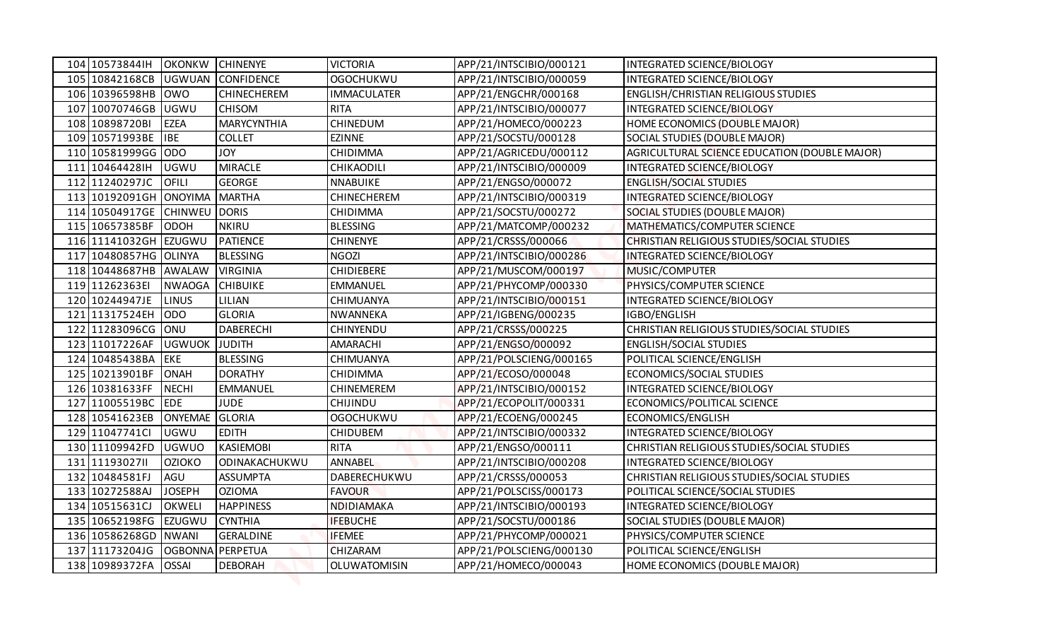| | | | | | | |
|---|---|---|---|---|---|---|
| 104 | 10573844IH | OKONKW | CHINENYE | VICTORIA | APP/21/INTSCIBIO/000121 | INTEGRATED SCIENCE/BIOLOGY |
| 105 | 10842168CB | UGWUAN | CONFIDENCE | OGOCHUKWU | APP/21/INTSCIBIO/000059 | INTEGRATED SCIENCE/BIOLOGY |
| 106 | 10396598HB | OWO | CHINECHEREM | IMMACULATER | APP/21/ENGCHR/000168 | ENGLISH/CHRISTIAN RELIGIOUS STUDIES |
| 107 | 10070746GB | UGWU | CHISOM | RITA | APP/21/INTSCIBIO/000077 | INTEGRATED SCIENCE/BIOLOGY |
| 108 | 10898720BI | EZEA | MARYCYNTHIA | CHINEDUM | APP/21/HOMECO/000223 | HOME ECONOMICS (DOUBLE MAJOR) |
| 109 | 10571993BE | IBE | COLLET | EZINNE | APP/21/SOCSTU/000128 | SOCIAL STUDIES (DOUBLE MAJOR) |
| 110 | 10581999GG | ODO | JOY | CHIDIMMA | APP/21/AGRICEDU/000112 | AGRICULTURAL SCIENCE EDUCATION (DOUBLE MAJOR) |
| 111 | 10464428IH | UGWU | MIRACLE | CHIKAODILI | APP/21/INTSCIBIO/000009 | INTEGRATED SCIENCE/BIOLOGY |
| 112 | 11240297JC | OFILI | GEORGE | NNABUIKE | APP/21/ENGSO/000072 | ENGLISH/SOCIAL STUDIES |
| 113 | 10192091GH | ONOYIMA | MARTHA | CHINECHEREM | APP/21/INTSCIBIO/000319 | INTEGRATED SCIENCE/BIOLOGY |
| 114 | 10504917GE | CHINWEU | DORIS | CHIDIMMA | APP/21/SOCSTU/000272 | SOCIAL STUDIES (DOUBLE MAJOR) |
| 115 | 10657385BF | ODOH | NKIRU | BLESSING | APP/21/MATCOMP/000232 | MATHEMATICS/COMPUTER SCIENCE |
| 116 | 11141032GH | EZUGWU | PATIENCE | CHINENYE | APP/21/CRSSS/000066 | CHRISTIAN RELIGIOUS STUDIES/SOCIAL STUDIES |
| 117 | 10480857HG | OLINYA | BLESSING | NGOZI | APP/21/INTSCIBIO/000286 | INTEGRATED SCIENCE/BIOLOGY |
| 118 | 10448687HB | AWALAW | VIRGINIA | CHIDIEBERE | APP/21/MUSCOM/000197 | MUSIC/COMPUTER |
| 119 | 11262363EI | NWAOGA | CHIBUIKE | EMMANUEL | APP/21/PHYCOMP/000330 | PHYSICS/COMPUTER SCIENCE |
| 120 | 10244947JE | LINUS | LILIAN | CHIMUANYA | APP/21/INTSCIBIO/000151 | INTEGRATED SCIENCE/BIOLOGY |
| 121 | 11317524EH | ODO | GLORIA | NWANNEKA | APP/21/IGBENG/000235 | IGBO/ENGLISH |
| 122 | 11283096CG | ONU | DABERECHI | CHINYENDU | APP/21/CRSSS/000225 | CHRISTIAN RELIGIOUS STUDIES/SOCIAL STUDIES |
| 123 | 11017226AF | UGWUOK | JUDITH | AMARACHI | APP/21/ENGSO/000092 | ENGLISH/SOCIAL STUDIES |
| 124 | 10485438BA | EKE | BLESSING | CHIMUANYA | APP/21/POLSCIENG/000165 | POLITICAL SCIENCE/ENGLISH |
| 125 | 10213901BF | ONAH | DORATHY | CHIDIMMA | APP/21/ECOSO/000048 | ECONOMICS/SOCIAL STUDIES |
| 126 | 10381633FF | NECHI | EMMANUEL | CHINEMEREM | APP/21/INTSCIBIO/000152 | INTEGRATED SCIENCE/BIOLOGY |
| 127 | 11005519BC | EDE | JUDE | CHIJINDU | APP/21/ECOPOLIT/000331 | ECONOMICS/POLITICAL SCIENCE |
| 128 | 10541623EB | ONYEMAE | GLORIA | OGOCHUKWU | APP/21/ECOENG/000245 | ECONOMICS/ENGLISH |
| 129 | 11047741CI | UGWU | EDITH | CHIDUBEM | APP/21/INTSCIBIO/000332 | INTEGRATED SCIENCE/BIOLOGY |
| 130 | 11109942FD | UGWUO | KASIEMOBI | RITA | APP/21/ENGSO/000111 | CHRISTIAN RELIGIOUS STUDIES/SOCIAL STUDIES |
| 131 | 11193027II | OZIOKO | ODINAKACHUKWU | ANNABEL | APP/21/INTSCIBIO/000208 | INTEGRATED SCIENCE/BIOLOGY |
| 132 | 10484581FJ | AGU | ASSUMPTA | DABERECHUKWU | APP/21/CRSSS/000053 | CHRISTIAN RELIGIOUS STUDIES/SOCIAL STUDIES |
| 133 | 10272588AJ | JOSEPH | OZIOMA | FAVOUR | APP/21/POLSCISS/000173 | POLITICAL SCIENCE/SOCIAL STUDIES |
| 134 | 10515631CJ | OKWELI | HAPPINESS | NDIDIAMAKA | APP/21/INTSCIBIO/000193 | INTEGRATED SCIENCE/BIOLOGY |
| 135 | 10652198FG | EZUGWU | CYNTHIA | IFEBUCHE | APP/21/SOCSTU/000186 | SOCIAL STUDIES (DOUBLE MAJOR) |
| 136 | 10586268GD | NWANI | GERALDINE | IFEMEE | APP/21/PHYCOMP/000021 | PHYSICS/COMPUTER SCIENCE |
| 137 | 11173204JG | OGBONNA | PERPETUA | CHIZARAM | APP/21/POLSCIENG/000130 | POLITICAL SCIENCE/ENGLISH |
| 138 | 10989372FA | OSSAI | DEBORAH | OLUWATOMISIN | APP/21/HOMECO/000043 | HOME ECONOMICS (DOUBLE MAJOR) |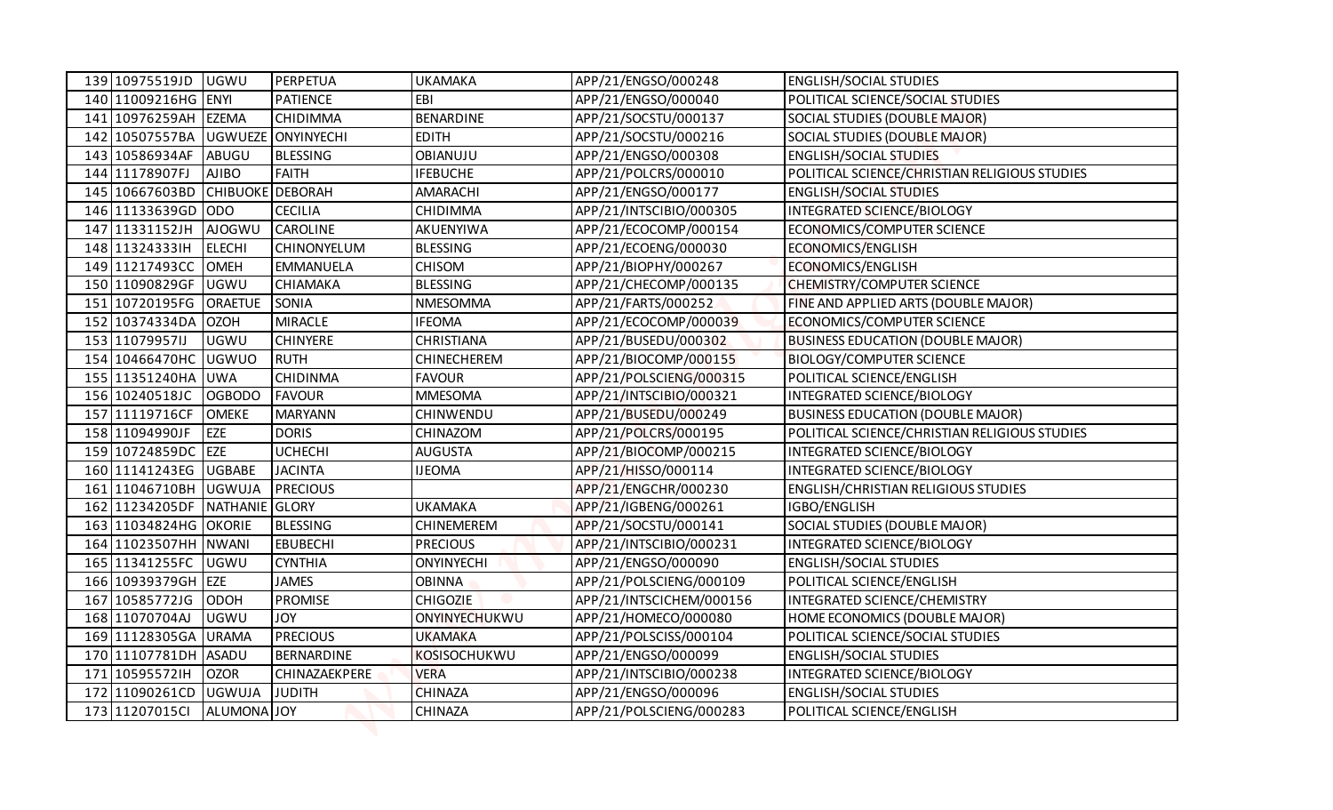| 139 | 10975519JD | UGWU | PERPETUA | UKAMAKA | APP/21/ENGSO/000248 | ENGLISH/SOCIAL STUDIES |
|---|---|---|---|---|---|---|
| 140 | 11009216HG | ENYI | PATIENCE | EBI | APP/21/ENGSO/000040 | POLITICAL SCIENCE/SOCIAL STUDIES |
| 141 | 10976259AH | EZEMA | CHIDIMMA | BENARDINE | APP/21/SOCSTU/000137 | SOCIAL STUDIES (DOUBLE MAJOR) |
| 142 | 10507557BA | UGWUEZE | ONYINYECHI | EDITH | APP/21/SOCSTU/000216 | SOCIAL STUDIES (DOUBLE MAJOR) |
| 143 | 10586934AF | ABUGU | BLESSING | OBIANUJU | APP/21/ENGSO/000308 | ENGLISH/SOCIAL STUDIES |
| 144 | 11178907FJ | AJIBO | FAITH | IFEBUCHE | APP/21/POLCRS/000010 | POLITICAL SCIENCE/CHRISTIAN RELIGIOUS STUDIES |
| 145 | 10667603BD | CHIBUOKE | DEBORAH | AMARACHI | APP/21/ENGSO/000177 | ENGLISH/SOCIAL STUDIES |
| 146 | 11133639GD | ODO | CECILIA | CHIDIMMA | APP/21/INTSCIBIO/000305 | INTEGRATED SCIENCE/BIOLOGY |
| 147 | 11331152JH | AJOGWU | CAROLINE | AKUENYIWA | APP/21/ECOCOMP/000154 | ECONOMICS/COMPUTER SCIENCE |
| 148 | 11324333IH | ELECHI | CHINONYELUM | BLESSING | APP/21/ECOENG/000030 | ECONOMICS/ENGLISH |
| 149 | 11217493CC | OMEH | EMMANUELA | CHISOM | APP/21/BIOPHY/000267 | ECONOMICS/ENGLISH |
| 150 | 11090829GF | UGWU | CHIAMAKA | BLESSING | APP/21/CHECOMP/000135 | CHEMISTRY/COMPUTER SCIENCE |
| 151 | 10720195FG | ORAETUE | SONIA | NMESOMMA | APP/21/FARTS/000252 | FINE AND APPLIED ARTS (DOUBLE MAJOR) |
| 152 | 10374334DA | OZOH | MIRACLE | IFEOMA | APP/21/ECOCOMP/000039 | ECONOMICS/COMPUTER SCIENCE |
| 153 | 11079957IJ | UGWU | CHINYERE | CHRISTIANA | APP/21/BUSEDU/000302 | BUSINESS EDUCATION (DOUBLE MAJOR) |
| 154 | 10466470HC | UGWUO | RUTH | CHINECHEREM | APP/21/BIOCOMP/000155 | BIOLOGY/COMPUTER SCIENCE |
| 155 | 11351240HA | UWA | CHIDINMA | FAVOUR | APP/21/POLSCIENG/000315 | POLITICAL SCIENCE/ENGLISH |
| 156 | 10240518JC | OGBODO | FAVOUR | MMESOMA | APP/21/INTSCIBIO/000321 | INTEGRATED SCIENCE/BIOLOGY |
| 157 | 11119716CF | OMEKE | MARYANN | CHINWENDU | APP/21/BUSEDU/000249 | BUSINESS EDUCATION (DOUBLE MAJOR) |
| 158 | 11094990JF | EZE | DORIS | CHINAZOM | APP/21/POLCRS/000195 | POLITICAL SCIENCE/CHRISTIAN RELIGIOUS STUDIES |
| 159 | 10724859DC | EZE | UCHECHI | AUGUSTA | APP/21/BIOCOMP/000215 | INTEGRATED SCIENCE/BIOLOGY |
| 160 | 11141243EG | UGBABE | JACINTA | IJEOMA | APP/21/HISSO/000114 | INTEGRATED SCIENCE/BIOLOGY |
| 161 | 11046710BH | UGWUJA | PRECIOUS | | APP/21/ENGCHR/000230 | ENGLISH/CHRISTIAN RELIGIOUS STUDIES |
| 162 | 11234205DF | NATHANIE | GLORY | UKAMAKA | APP/21/IGBENG/000261 | IGBO/ENGLISH |
| 163 | 11034824HG | OKORIE | BLESSING | CHINEMEREM | APP/21/SOCSTU/000141 | SOCIAL STUDIES (DOUBLE MAJOR) |
| 164 | 11023507HH | NWANI | EBUBECHI | PRECIOUS | APP/21/INTSCIBIO/000231 | INTEGRATED SCIENCE/BIOLOGY |
| 165 | 11341255FC | UGWU | CYNTHIA | ONYINYECHI | APP/21/ENGSO/000090 | ENGLISH/SOCIAL STUDIES |
| 166 | 10939379GH | EZE | JAMES | OBINNA | APP/21/POLSCIENG/000109 | POLITICAL SCIENCE/ENGLISH |
| 167 | 10585772JG | ODOH | PROMISE | CHIGOZIE | APP/21/INTSCICHEM/000156 | INTEGRATED SCIENCE/CHEMISTRY |
| 168 | 11070704AJ | UGWU | JOY | ONYINYECHUKWU | APP/21/HOMECO/000080 | HOME ECONOMICS (DOUBLE MAJOR) |
| 169 | 11128305GA | URAMA | PRECIOUS | UKAMAKA | APP/21/POLSCISS/000104 | POLITICAL SCIENCE/SOCIAL STUDIES |
| 170 | 11107781DH | ASADU | BERNARDINE | KOSISOCHUKWU | APP/21/ENGSO/000099 | ENGLISH/SOCIAL STUDIES |
| 171 | 10595572IH | OZOR | CHINAZAEKPERE | VERA | APP/21/INTSCIBIO/000238 | INTEGRATED SCIENCE/BIOLOGY |
| 172 | 11090261CD | UGWUJA | JUDITH | CHINAZA | APP/21/ENGSO/000096 | ENGLISH/SOCIAL STUDIES |
| 173 | 11207015CI | ALUMONA | JOY | CHINAZA | APP/21/POLSCIENG/000283 | POLITICAL SCIENCE/ENGLISH |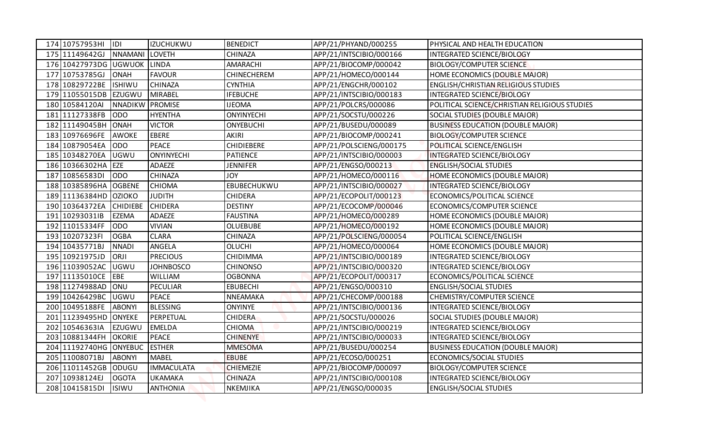| | | | | | | |
|---|---|---|---|---|---|---|
| 174 | 10757953HI | IDI | IZUCHUKWU | BENEDICT | APP/21/PHYAND/000255 | PHYSICAL AND HEALTH EDUCATION |
| 175 | 11149642GJ | NNAMANI | LOVETH | CHINAZA | APP/21/INTSCIBIO/000166 | INTEGRATED SCIENCE/BIOLOGY |
| 176 | 10427973DG | UGWUOK | LINDA | AMARACHI | APP/21/BIOCOMP/000042 | BIOLOGY/COMPUTER SCIENCE |
| 177 | 10753785GJ | ONAH | FAVOUR | CHINECHEREM | APP/21/HOMECO/000144 | HOME ECONOMICS (DOUBLE MAJOR) |
| 178 | 10829722BE | ISHIWU | CHINAZA | CYNTHIA | APP/21/ENGCHR/000102 | ENGLISH/CHRISTIAN RELIGIOUS STUDIES |
| 179 | 11055015DB | EZUGWU | MIRABEL | IFEBUCHE | APP/21/INTSCIBIO/000183 | INTEGRATED SCIENCE/BIOLOGY |
| 180 | 10584120AI | NNADIKW | PROMISE | IJEOMA | APP/21/POLCRS/000086 | POLITICAL SCIENCE/CHRISTIAN RELIGIOUS STUDIES |
| 181 | 11127338FB | ODO | HYENTHA | ONYINYECHI | APP/21/SOCSTU/000226 | SOCIAL STUDIES (DOUBLE MAJOR) |
| 182 | 11149045BH | ONAH | VICTOR | ONYEBUCHI | APP/21/BUSEDU/000089 | BUSINESS EDUCATION (DOUBLE MAJOR) |
| 183 | 10976696FE | AWOKE | EBERE | AKIRI | APP/21/BIOCOMP/000241 | BIOLOGY/COMPUTER SCIENCE |
| 184 | 10879054EA | ODO | PEACE | CHIDIEBERE | APP/21/POLSCIENG/000175 | POLITICAL SCIENCE/ENGLISH |
| 185 | 10348270EA | UGWU | ONYINYECHI | PATIENCE | APP/21/INTSCIBIO/000003 | INTEGRATED SCIENCE/BIOLOGY |
| 186 | 10366302HA | EZE | ADAEZE | JENNIFER | APP/21/ENGSO/000213 | ENGLISH/SOCIAL STUDIES |
| 187 | 10856583DI | ODO | CHINAZA | JOY | APP/21/HOMECO/000116 | HOME ECONOMICS (DOUBLE MAJOR) |
| 188 | 10385896HA | OGBENE | CHIOMA | EBUBECHUKWU | APP/21/INTSCIBIO/000027 | INTEGRATED SCIENCE/BIOLOGY |
| 189 | 11136384HD | OZIOKO | JUDITH | CHIDERA | APP/21/ECOPOLIT/000123 | ECONOMICS/POLITICAL SCIENCE |
| 190 | 10364372EA | CHIDIEBE | CHIDERA | DESTINY | APP/21/ECOCOMP/000046 | ECONOMICS/COMPUTER SCIENCE |
| 191 | 10293031IB | EZEMA | ADAEZE | FAUSTINA | APP/21/HOMECO/000289 | HOME ECONOMICS (DOUBLE MAJOR) |
| 192 | 11015334FF | ODO | VIVIAN | OLUEBUBE | APP/21/HOMECO/000192 | HOME ECONOMICS (DOUBLE MAJOR) |
| 193 | 10207323FI | OGBA | CLARA | CHINAZA | APP/21/POLSCIENG/000054 | POLITICAL SCIENCE/ENGLISH |
| 194 | 10435771BJ | NNADI | ANGELA | OLUCHI | APP/21/HOMECO/000064 | HOME ECONOMICS (DOUBLE MAJOR) |
| 195 | 10921975JD | ORJI | PRECIOUS | CHIDIMMA | APP/21/INTSCIBIO/000189 | INTEGRATED SCIENCE/BIOLOGY |
| 196 | 11039052AC | UGWU | JOHNBOSCO | CHINONSO | APP/21/INTSCIBIO/000320 | INTEGRATED SCIENCE/BIOLOGY |
| 197 | 11135010CE | EBE | WILLIAM | OGBONNA | APP/21/ECOPOLIT/000317 | ECONOMICS/POLITICAL SCIENCE |
| 198 | 11274988AD | ONU | PECULIAR | EBUBECHI | APP/21/ENGSO/000310 | ENGLISH/SOCIAL STUDIES |
| 199 | 10426429BC | UGWU | PEACE | NNEAMAKA | APP/21/CHECOMP/000188 | CHEMISTRY/COMPUTER SCIENCE |
| 200 | 10495188FE | ABONYI | BLESSING | ONYINYE | APP/21/INTSCIBIO/000136 | INTEGRATED SCIENCE/BIOLOGY |
| 201 | 11239495HD | ONYEKE | PERPETUAL | CHIDERA | APP/21/SOCSTU/000026 | SOCIAL STUDIES (DOUBLE MAJOR) |
| 202 | 10546363IA | EZUGWU | EMELDA | CHIOMA | APP/21/INTSCIBIO/000219 | INTEGRATED SCIENCE/BIOLOGY |
| 203 | 10881344FH | OKORIE | PEACE | CHINENYE | APP/21/INTSCIBIO/000033 | INTEGRATED SCIENCE/BIOLOGY |
| 204 | 11192740HG | ONYEBUC | ESTHER | MMESOMA | APP/21/BUSEDU/000254 | BUSINESS EDUCATION (DOUBLE MAJOR) |
| 205 | 11008071BJ | ABONYI | MABEL | EBUBE | APP/21/ECOSO/000251 | ECONOMICS/SOCIAL STUDIES |
| 206 | 11011452GB | ODUGU | IMMACULATA | CHIEMEZIE | APP/21/BIOCOMP/000097 | BIOLOGY/COMPUTER SCIENCE |
| 207 | 10938124EJ | OGOTA | UKAMAKA | CHINAZA | APP/21/INTSCIBIO/000108 | INTEGRATED SCIENCE/BIOLOGY |
| 208 | 10415815DI | ISIWU | ANTHONIA | NKEMJIKA | APP/21/ENGSO/000035 | ENGLISH/SOCIAL STUDIES |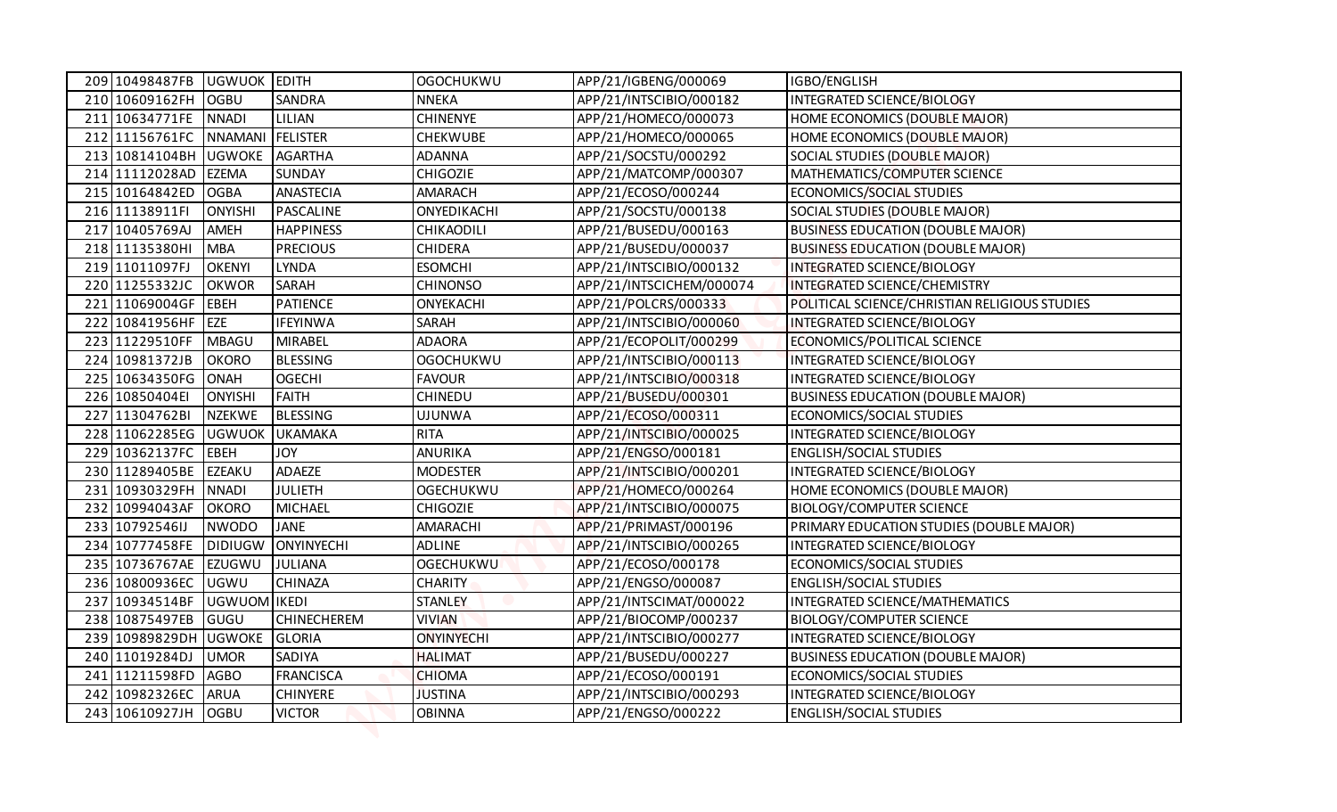| | | | | | | |
|---|---|---|---|---|---|---|
| 209 | 10498487FB | UGWUOK | EDITH | OGOCHUKWU | APP/21/IGBENG/000069 | IGBO/ENGLISH |
| 210 | 10609162FH | OGBU | SANDRA | NNEKA | APP/21/INTSCIBIO/000182 | INTEGRATED SCIENCE/BIOLOGY |
| 211 | 10634771FE | NNADI | LILIAN | CHINENYE | APP/21/HOMECO/000073 | HOME ECONOMICS (DOUBLE MAJOR) |
| 212 | 11156761FC | NNAMANI | FELISTER | CHEKWUBE | APP/21/HOMECO/000065 | HOME ECONOMICS (DOUBLE MAJOR) |
| 213 | 10814104BH | UGWOKE | AGARTHA | ADANNA | APP/21/SOCSTU/000292 | SOCIAL STUDIES (DOUBLE MAJOR) |
| 214 | 11112028AD | EZEMA | SUNDAY | CHIGOZIE | APP/21/MATCOMP/000307 | MATHEMATICS/COMPUTER SCIENCE |
| 215 | 10164842ED | OGBA | ANASTECIA | AMARACH | APP/21/ECOSO/000244 | ECONOMICS/SOCIAL STUDIES |
| 216 | 11138911FI | ONYISHI | PASCALINE | ONYEDIKACHI | APP/21/SOCSTU/000138 | SOCIAL STUDIES (DOUBLE MAJOR) |
| 217 | 10405769AJ | AMEH | HAPPINESS | CHIKAODILI | APP/21/BUSEDU/000163 | BUSINESS EDUCATION (DOUBLE MAJOR) |
| 218 | 11135380HI | MBA | PRECIOUS | CHIDERA | APP/21/BUSEDU/000037 | BUSINESS EDUCATION (DOUBLE MAJOR) |
| 219 | 11011097FJ | OKENYI | LYNDA | ESOMCHI | APP/21/INTSCIBIO/000132 | INTEGRATED SCIENCE/BIOLOGY |
| 220 | 11255332JC | OKWOR | SARAH | CHINONSO | APP/21/INTSCICHEM/000074 | INTEGRATED SCIENCE/CHEMISTRY |
| 221 | 11069004GF | EBEH | PATIENCE | ONYEKACHI | APP/21/POLCRS/000333 | POLITICAL SCIENCE/CHRISTIAN RELIGIOUS STUDIES |
| 222 | 10841956HF | EZE | IFEYINWA | SARAH | APP/21/INTSCIBIO/000060 | INTEGRATED SCIENCE/BIOLOGY |
| 223 | 11229510FF | MBAGU | MIRABEL | ADAORA | APP/21/ECOPOLIT/000299 | ECONOMICS/POLITICAL SCIENCE |
| 224 | 10981372JB | OKORO | BLESSING | OGOCHUKWU | APP/21/INTSCIBIO/000113 | INTEGRATED SCIENCE/BIOLOGY |
| 225 | 10634350FG | ONAH | OGECHI | FAVOUR | APP/21/INTSCIBIO/000318 | INTEGRATED SCIENCE/BIOLOGY |
| 226 | 10850404EI | ONYISHI | FAITH | CHINEDU | APP/21/BUSEDU/000301 | BUSINESS EDUCATION (DOUBLE MAJOR) |
| 227 | 11304762BI | NZEKWE | BLESSING | UJUNWA | APP/21/ECOSO/000311 | ECONOMICS/SOCIAL STUDIES |
| 228 | 11062285EG | UGWUOK | UKAMAKA | RITA | APP/21/INTSCIBIO/000025 | INTEGRATED SCIENCE/BIOLOGY |
| 229 | 10362137FC | EBEH | JOY | ANURIKA | APP/21/ENGSO/000181 | ENGLISH/SOCIAL STUDIES |
| 230 | 11289405BE | EZEAKU | ADAEZE | MODESTER | APP/21/INTSCIBIO/000201 | INTEGRATED SCIENCE/BIOLOGY |
| 231 | 10930329FH | NNADI | JULIETH | OGECHUKWU | APP/21/HOMECO/000264 | HOME ECONOMICS (DOUBLE MAJOR) |
| 232 | 10994043AF | OKORO | MICHAEL | CHIGOZIE | APP/21/INTSCIBIO/000075 | BIOLOGY/COMPUTER SCIENCE |
| 233 | 10792546IJ | NWODO | JANE | AMARACHI | APP/21/PRIMAST/000196 | PRIMARY EDUCATION STUDIES (DOUBLE MAJOR) |
| 234 | 10777458FE | DIDIUGW | ONYINYECHI | ADLINE | APP/21/INTSCIBIO/000265 | INTEGRATED SCIENCE/BIOLOGY |
| 235 | 10736767AE | EZUGWU | JULIANA | OGECHUKWU | APP/21/ECOSO/000178 | ECONOMICS/SOCIAL STUDIES |
| 236 | 10800936EC | UGWU | CHINAZA | CHARITY | APP/21/ENGSO/000087 | ENGLISH/SOCIAL STUDIES |
| 237 | 10934514BF | UGWUOM | IKEDI | STANLEY | APP/21/INTSCIMAT/000022 | INTEGRATED SCIENCE/MATHEMATICS |
| 238 | 10875497EB | GUGU | CHINECHEREM | VIVIAN | APP/21/BIOCOMP/000237 | BIOLOGY/COMPUTER SCIENCE |
| 239 | 10989829DH | UGWOKE | GLORIA | ONYINYECHI | APP/21/INTSCIBIO/000277 | INTEGRATED SCIENCE/BIOLOGY |
| 240 | 11019284DJ | UMOR | SADIYA | HALIMAT | APP/21/BUSEDU/000227 | BUSINESS EDUCATION (DOUBLE MAJOR) |
| 241 | 11211598FD | AGBO | FRANCISCA | CHIOMA | APP/21/ECOSO/000191 | ECONOMICS/SOCIAL STUDIES |
| 242 | 10982326EC | ARUA | CHINYERE | JUSTINA | APP/21/INTSCIBIO/000293 | INTEGRATED SCIENCE/BIOLOGY |
| 243 | 10610927JH | OGBU | VICTOR | OBINNA | APP/21/ENGSO/000222 | ENGLISH/SOCIAL STUDIES |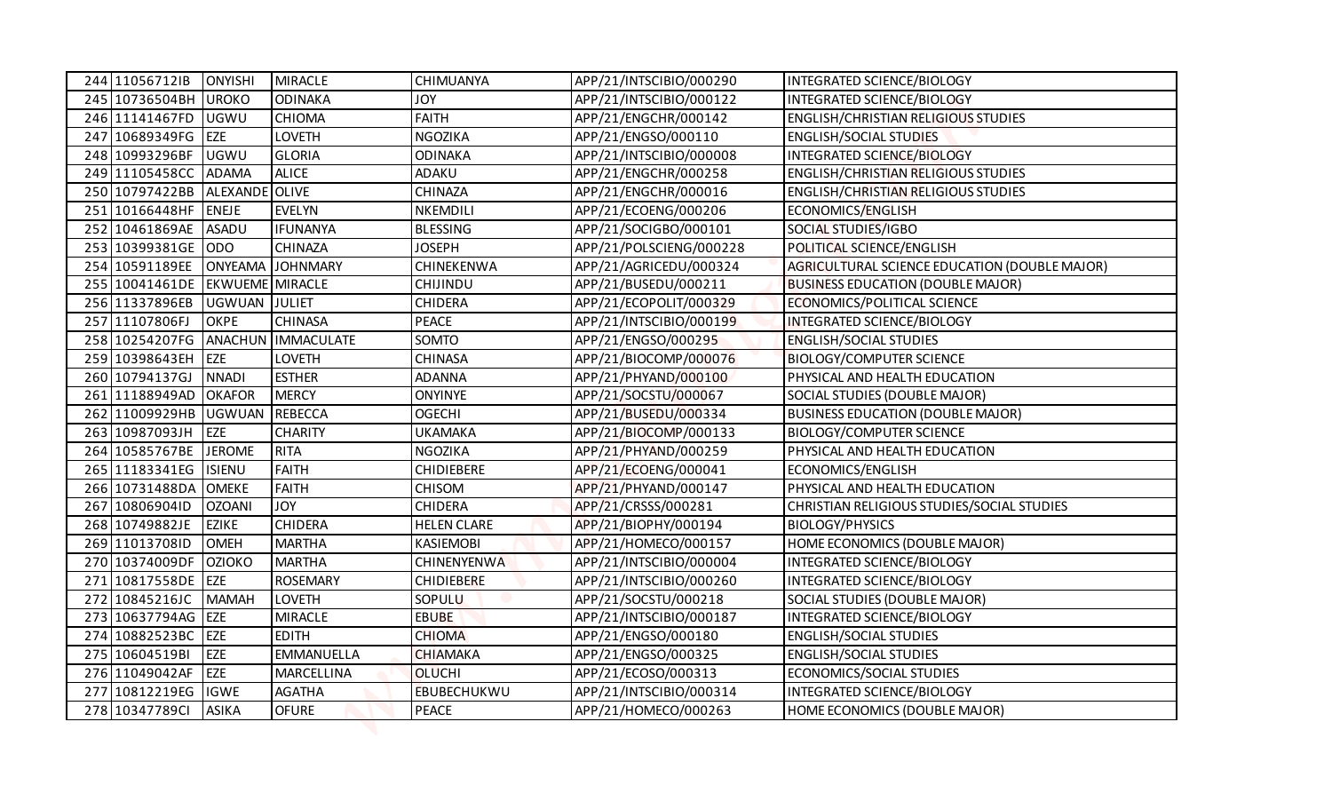| | | | | | | |
|---|---|---|---|---|---|---|
| 244 | 11056712IB | ONYISHI | MIRACLE | CHIMUANYA | APP/21/INTSCIBIO/000290 | INTEGRATED SCIENCE/BIOLOGY |
| 245 | 10736504BH | UROKO | ODINAKA | JOY | APP/21/INTSCIBIO/000122 | INTEGRATED SCIENCE/BIOLOGY |
| 246 | 11141467FD | UGWU | CHIOMA | FAITH | APP/21/ENGCHR/000142 | ENGLISH/CHRISTIAN RELIGIOUS STUDIES |
| 247 | 10689349FG | EZE | LOVETH | NGOZIKA | APP/21/ENGSO/000110 | ENGLISH/SOCIAL STUDIES |
| 248 | 10993296BF | UGWU | GLORIA | ODINAKA | APP/21/INTSCIBIO/000008 | INTEGRATED SCIENCE/BIOLOGY |
| 249 | 11105458CC | ADAMA | ALICE | ADAKU | APP/21/ENGCHR/000258 | ENGLISH/CHRISTIAN RELIGIOUS STUDIES |
| 250 | 10797422BB | ALEXANDE | OLIVE | CHINAZA | APP/21/ENGCHR/000016 | ENGLISH/CHRISTIAN RELIGIOUS STUDIES |
| 251 | 10166448HF | ENEJE | EVELYN | NKEMDILI | APP/21/ECOENG/000206 | ECONOMICS/ENGLISH |
| 252 | 10461869AE | ASADU | IFUNANYA | BLESSING | APP/21/SOCIGBO/000101 | SOCIAL STUDIES/IGBO |
| 253 | 10399381GE | ODO | CHINAZA | JOSEPH | APP/21/POLSCIENG/000228 | POLITICAL SCIENCE/ENGLISH |
| 254 | 10591189EE | ONYEAMA | JOHNMARY | CHINEKENWA | APP/21/AGRICEDU/000324 | AGRICULTURAL SCIENCE EDUCATION (DOUBLE MAJOR) |
| 255 | 10041461DE | EKWUEME | MIRACLE | CHIJINDU | APP/21/BUSEDU/000211 | BUSINESS EDUCATION (DOUBLE MAJOR) |
| 256 | 11337896EB | UGWUAN | JULIET | CHIDERA | APP/21/ECOPOLIT/000329 | ECONOMICS/POLITICAL SCIENCE |
| 257 | 11107806FJ | OKPE | CHINASA | PEACE | APP/21/INTSCIBIO/000199 | INTEGRATED SCIENCE/BIOLOGY |
| 258 | 10254207FG | ANACHUN | IMMACULATE | SOMTO | APP/21/ENGSO/000295 | ENGLISH/SOCIAL STUDIES |
| 259 | 10398643EH | EZE | LOVETH | CHINASA | APP/21/BIOCOMP/000076 | BIOLOGY/COMPUTER SCIENCE |
| 260 | 10794137GJ | NNADI | ESTHER | ADANNA | APP/21/PHYAND/000100 | PHYSICAL AND HEALTH EDUCATION |
| 261 | 11188949AD | OKAFOR | MERCY | ONYINYE | APP/21/SOCSTU/000067 | SOCIAL STUDIES (DOUBLE MAJOR) |
| 262 | 11009929HB | UGWUAN | REBECCA | OGECHI | APP/21/BUSEDU/000334 | BUSINESS EDUCATION (DOUBLE MAJOR) |
| 263 | 10987093JH | EZE | CHARITY | UKAMAKA | APP/21/BIOCOMP/000133 | BIOLOGY/COMPUTER SCIENCE |
| 264 | 10585767BE | JEROME | RITA | NGOZIKA | APP/21/PHYAND/000259 | PHYSICAL AND HEALTH EDUCATION |
| 265 | 11183341EG | ISIENU | FAITH | CHIDIEBERE | APP/21/ECOENG/000041 | ECONOMICS/ENGLISH |
| 266 | 10731488DA | OMEKE | FAITH | CHISOM | APP/21/PHYAND/000147 | PHYSICAL AND HEALTH EDUCATION |
| 267 | 10806904ID | OZOANI | JOY | CHIDERA | APP/21/CRSSS/000281 | CHRISTIAN RELIGIOUS STUDIES/SOCIAL STUDIES |
| 268 | 10749882JE | EZIKE | CHIDERA | HELEN CLARE | APP/21/BIOPHY/000194 | BIOLOGY/PHYSICS |
| 269 | 11013708ID | OMEH | MARTHA | KASIEMOBI | APP/21/HOMECO/000157 | HOME ECONOMICS (DOUBLE MAJOR) |
| 270 | 10374009DF | OZIOKO | MARTHA | CHINENYENWA | APP/21/INTSCIBIO/000004 | INTEGRATED SCIENCE/BIOLOGY |
| 271 | 10817558DE | EZE | ROSEMARY | CHIDIEBERE | APP/21/INTSCIBIO/000260 | INTEGRATED SCIENCE/BIOLOGY |
| 272 | 10845216JC | MAMAH | LOVETH | SOPULU | APP/21/SOCSTU/000218 | SOCIAL STUDIES (DOUBLE MAJOR) |
| 273 | 10637794AG | EZE | MIRACLE | EBUBE | APP/21/INTSCIBIO/000187 | INTEGRATED SCIENCE/BIOLOGY |
| 274 | 10882523BC | EZE | EDITH | CHIOMA | APP/21/ENGSO/000180 | ENGLISH/SOCIAL STUDIES |
| 275 | 10604519BI | EZE | EMMANUELLA | CHIAMAKA | APP/21/ENGSO/000325 | ENGLISH/SOCIAL STUDIES |
| 276 | 11049042AF | EZE | MARCELLINA | OLUCHI | APP/21/ECOSO/000313 | ECONOMICS/SOCIAL STUDIES |
| 277 | 10812219EG | IGWE | AGATHA | EBUBECHUKWU | APP/21/INTSCIBIO/000314 | INTEGRATED SCIENCE/BIOLOGY |
| 278 | 10347789CI | ASIKA | OFURE | PEACE | APP/21/HOMECO/000263 | HOME ECONOMICS (DOUBLE MAJOR) |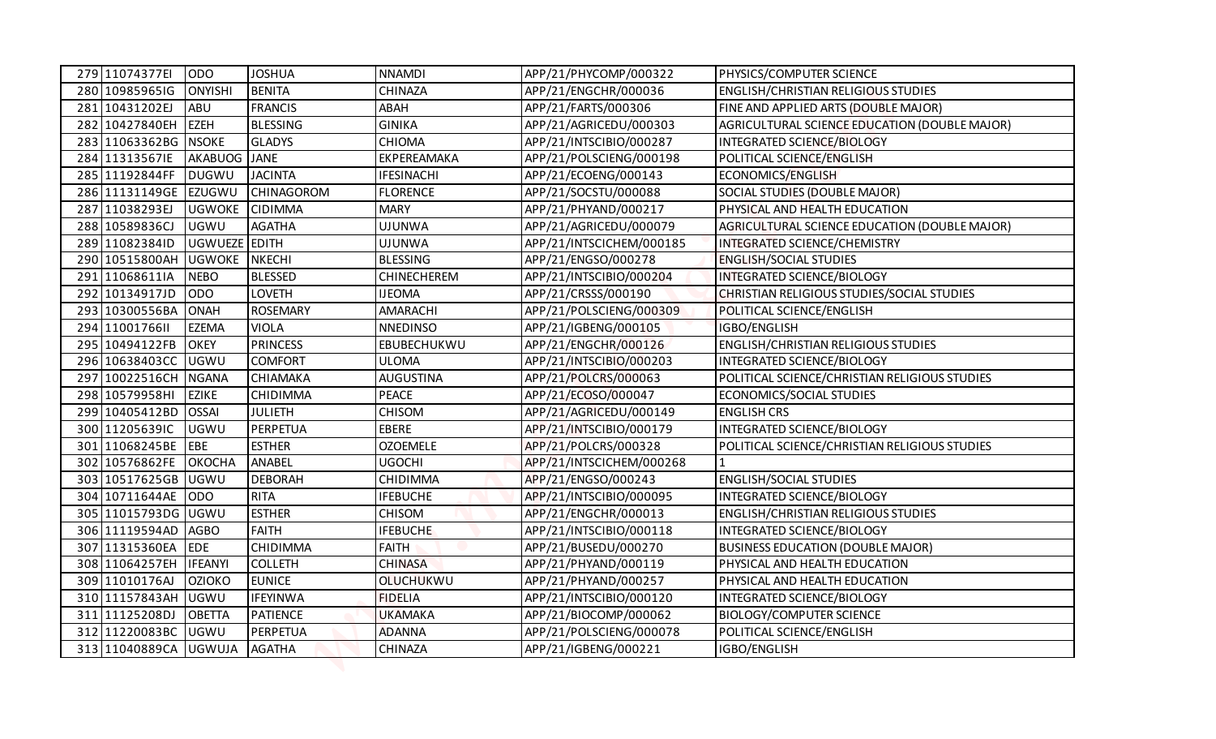| | | | | | |
|---|---|---|---|---|---|
| 279 | 11074377EI | ODO | JOSHUA | NNAMDI | APP/21/PHYCOMP/000322 | PHYSICS/COMPUTER SCIENCE |
| 280 | 10985965IG | ONYISHI | BENITA | CHINAZA | APP/21/ENGCHR/000036 | ENGLISH/CHRISTIAN RELIGIOUS STUDIES |
| 281 | 10431202EJ | ABU | FRANCIS | ABAH | APP/21/FARTS/000306 | FINE AND APPLIED ARTS (DOUBLE MAJOR) |
| 282 | 10427840EH | EZEH | BLESSING | GINIKA | APP/21/AGRICEDU/000303 | AGRICULTURAL SCIENCE EDUCATION (DOUBLE MAJOR) |
| 283 | 11063362BG | NSOKE | GLADYS | CHIOMA | APP/21/INTSCIBIO/000287 | INTEGRATED SCIENCE/BIOLOGY |
| 284 | 11313567IE | AKABUOG | JANE | EKPEREAMAKA | APP/21/POLSCIENG/000198 | POLITICAL SCIENCE/ENGLISH |
| 285 | 11192844FF | DUGWU | JACINTA | IFESINACHI | APP/21/ECOENG/000143 | ECONOMICS/ENGLISH |
| 286 | 11131149GE | EZUGWU | CHINAGOROM | FLORENCE | APP/21/SOCSTU/000088 | SOCIAL STUDIES (DOUBLE MAJOR) |
| 287 | 11038293EJ | UGWOKE | CIDIMMA | MARY | APP/21/PHYAND/000217 | PHYSICAL AND HEALTH EDUCATION |
| 288 | 10589836CJ | UGWU | AGATHA | UJUNWA | APP/21/AGRICEDU/000079 | AGRICULTURAL SCIENCE EDUCATION (DOUBLE MAJOR) |
| 289 | 11082384ID | UGWUEZE | EDITH | UJUNWA | APP/21/INTSCICHEM/000185 | INTEGRATED SCIENCE/CHEMISTRY |
| 290 | 10515800AH | UGWOKE | NKECHI | BLESSING | APP/21/ENGSO/000278 | ENGLISH/SOCIAL STUDIES |
| 291 | 11068611IA | NEBO | BLESSED | CHINECHEREM | APP/21/INTSCIBIO/000204 | INTEGRATED SCIENCE/BIOLOGY |
| 292 | 10134917JD | ODO | LOVETH | IJEOMA | APP/21/CRSSS/000190 | CHRISTIAN RELIGIOUS STUDIES/SOCIAL STUDIES |
| 293 | 10300556BA | ONAH | ROSEMARY | AMARACHI | APP/21/POLSCIENG/000309 | POLITICAL SCIENCE/ENGLISH |
| 294 | 11001766II | EZEMA | VIOLA | NNEDINSO | APP/21/IGBENG/000105 | IGBO/ENGLISH |
| 295 | 10494122FB | OKEY | PRINCESS | EBUBECHUKWU | APP/21/ENGCHR/000126 | ENGLISH/CHRISTIAN RELIGIOUS STUDIES |
| 296 | 10638403CC | UGWU | COMFORT | ULOMA | APP/21/INTSCIBIO/000203 | INTEGRATED SCIENCE/BIOLOGY |
| 297 | 10022516CH | NGANA | CHIAMAKA | AUGUSTINA | APP/21/POLCRS/000063 | POLITICAL SCIENCE/CHRISTIAN RELIGIOUS STUDIES |
| 298 | 10579958HI | EZIKE | CHIDIMMA | PEACE | APP/21/ECOSO/000047 | ECONOMICS/SOCIAL STUDIES |
| 299 | 10405412BD | OSSAI | JULIETH | CHISOM | APP/21/AGRICEDU/000149 | ENGLISH CRS |
| 300 | 11205639IC | UGWU | PERPETUA | EBERE | APP/21/INTSCIBIO/000179 | INTEGRATED SCIENCE/BIOLOGY |
| 301 | 11068245BE | EBE | ESTHER | OZOEMELE | APP/21/POLCRS/000328 | POLITICAL SCIENCE/CHRISTIAN RELIGIOUS STUDIES |
| 302 | 10576862FE | OKOCHA | ANABEL | UGOCHI | APP/21/INTSCICHEM/000268 | 1 |
| 303 | 10517625GB | UGWU | DEBORAH | CHIDIMMA | APP/21/ENGSO/000243 | ENGLISH/SOCIAL STUDIES |
| 304 | 10711644AE | ODO | RITA | IFEBUCHE | APP/21/INTSCIBIO/000095 | INTEGRATED SCIENCE/BIOLOGY |
| 305 | 11015793DG | UGWU | ESTHER | CHISOM | APP/21/ENGCHR/000013 | ENGLISH/CHRISTIAN RELIGIOUS STUDIES |
| 306 | 11119594AD | AGBO | FAITH | IFEBUCHE | APP/21/INTSCIBIO/000118 | INTEGRATED SCIENCE/BIOLOGY |
| 307 | 11315360EA | EDE | CHIDIMMA | FAITH | APP/21/BUSEDU/000270 | BUSINESS EDUCATION (DOUBLE MAJOR) |
| 308 | 11064257EH | IFEANYI | COLLETH | CHINASA | APP/21/PHYAND/000119 | PHYSICAL AND HEALTH EDUCATION |
| 309 | 11010176AJ | OZIOKO | EUNICE | OLUCHUKWU | APP/21/PHYAND/000257 | PHYSICAL AND HEALTH EDUCATION |
| 310 | 11157843AH | UGWU | IFEYINWA | FIDELIA | APP/21/INTSCIBIO/000120 | INTEGRATED SCIENCE/BIOLOGY |
| 311 | 11125208DJ | OBETTA | PATIENCE | UKAMAKA | APP/21/BIOCOMP/000062 | BIOLOGY/COMPUTER SCIENCE |
| 312 | 11220083BC | UGWU | PERPETUA | ADANNA | APP/21/POLSCIENG/000078 | POLITICAL SCIENCE/ENGLISH |
| 313 | 11040889CA | UGWUJA | AGATHA | CHINAZA | APP/21/IGBENG/000221 | IGBO/ENGLISH |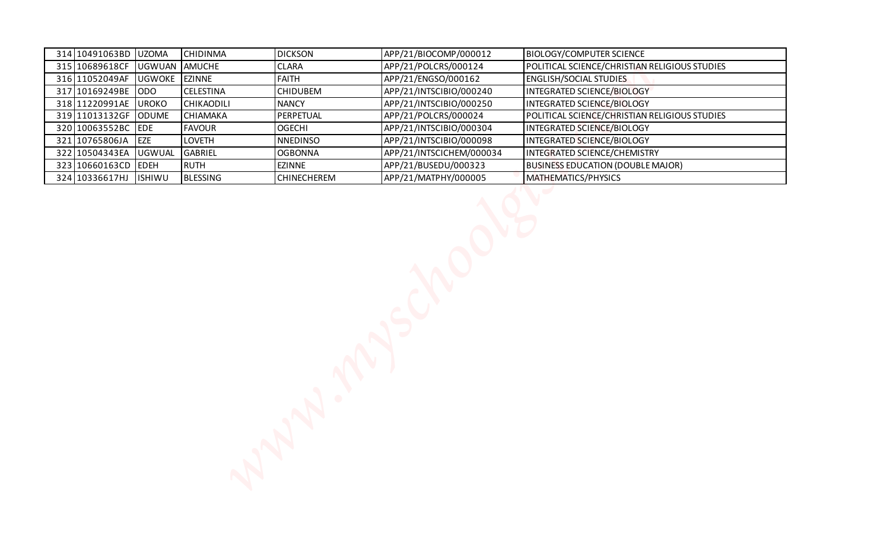| | | | | | | |
|---|---|---|---|---|---|---|
| 314 | 10491063BD | UZOMA | CHIDINMA | DICKSON | APP/21/BIOCOMP/000012 | BIOLOGY/COMPUTER SCIENCE |
| 315 | 10689618CF | UGWUAN | AMUCHE | CLARA | APP/21/POLCRS/000124 | POLITICAL SCIENCE/CHRISTIAN RELIGIOUS STUDIES |
| 316 | 11052049AF | UGWOKE | EZINNE | FAITH | APP/21/ENGSO/000162 | ENGLISH/SOCIAL STUDIES |
| 317 | 10169249BE | ODO | CELESTINA | CHIDUBEM | APP/21/INTSCIBIO/000240 | INTEGRATED SCIENCE/BIOLOGY |
| 318 | 11220991AE | UROKO | CHIKAODILI | NANCY | APP/21/INTSCIBIO/000250 | INTEGRATED SCIENCE/BIOLOGY |
| 319 | 11013132GF | ODUME | CHIAMAKA | PERPETUAL | APP/21/POLCRS/000024 | POLITICAL SCIENCE/CHRISTIAN RELIGIOUS STUDIES |
| 320 | 10063552BC | EDE | FAVOUR | OGECHI | APP/21/INTSCIBIO/000304 | INTEGRATED SCIENCE/BIOLOGY |
| 321 | 10765806JA | EZE | LOVETH | NNEDINSO | APP/21/INTSCIBIO/000098 | INTEGRATED SCIENCE/BIOLOGY |
| 322 | 10504343EA | UGWUAL | GABRIEL | OGBONNA | APP/21/INTSCICHEM/000034 | INTEGRATED SCIENCE/CHEMISTRY |
| 323 | 10660163CD | EDEH | RUTH | EZINNE | APP/21/BUSEDU/000323 | BUSINESS EDUCATION (DOUBLE MAJOR) |
| 324 | 10336617HJ | ISHIWU | BLESSING | CHINECHEREM | APP/21/MATPHY/000005 | MATHEMATICS/PHYSICS |